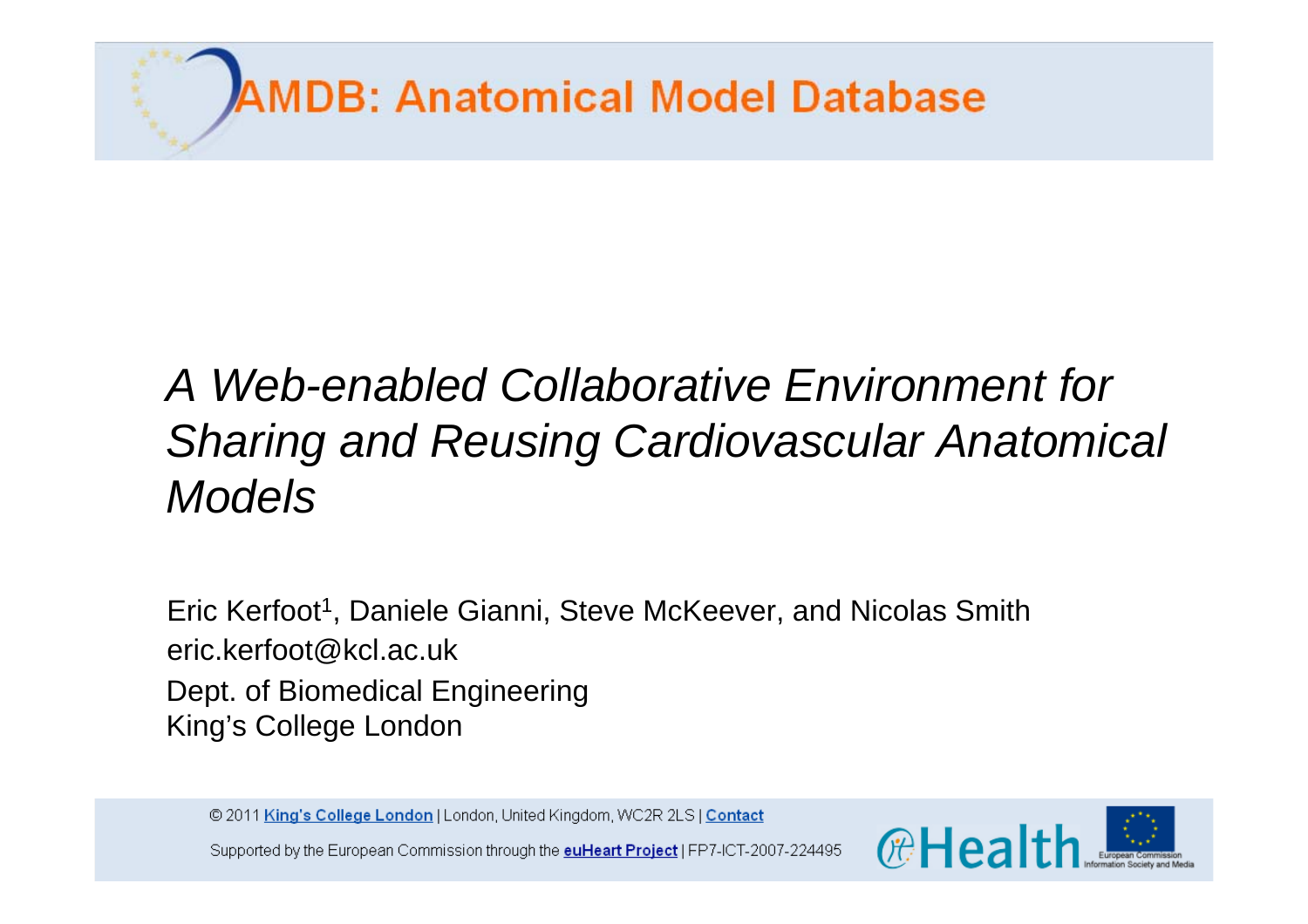# AMDB: Anatomical Model Database

## *A Web-enabled Collaborative Environment for Sharing and Reusing Cardiovascular Anatomical Models*

Eric Kerfoot[1], Daniele Gianni, Steve McKeever, and Nicolas Smith
eric.kerfoot@kcl.ac.uk
Dept. of Biomedical Engineering
King's College London

© 2011 King's College London | London, United Kingdom, WC2R 2LS | Contact

Supported by the European Commission through the euHeart Project | FP7-ICT-2007-224495

eHealth European Commission Information Society and Media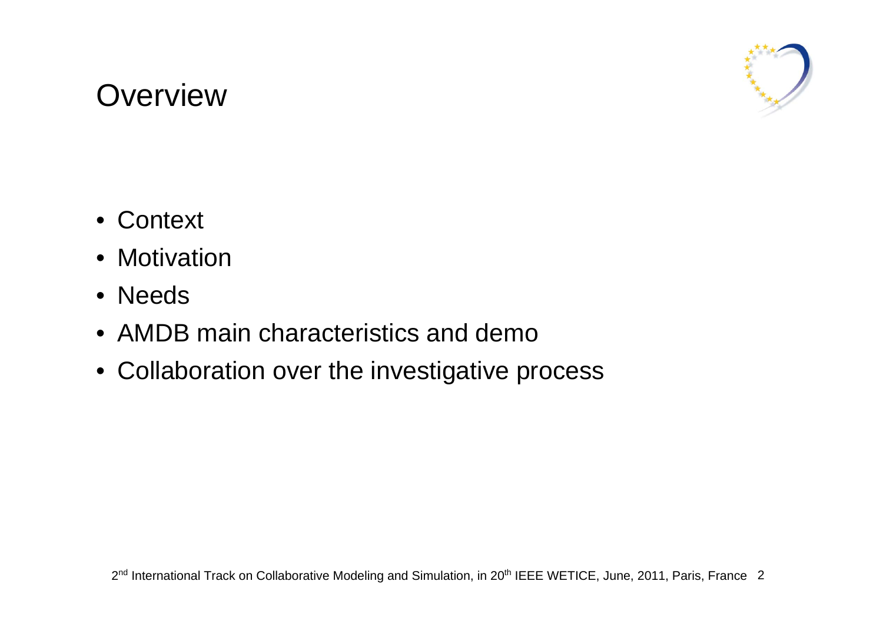# Overview

- Context
- Motivation
- Needs
- AMDB main characteristics and demo
- Collaboration over the investigative process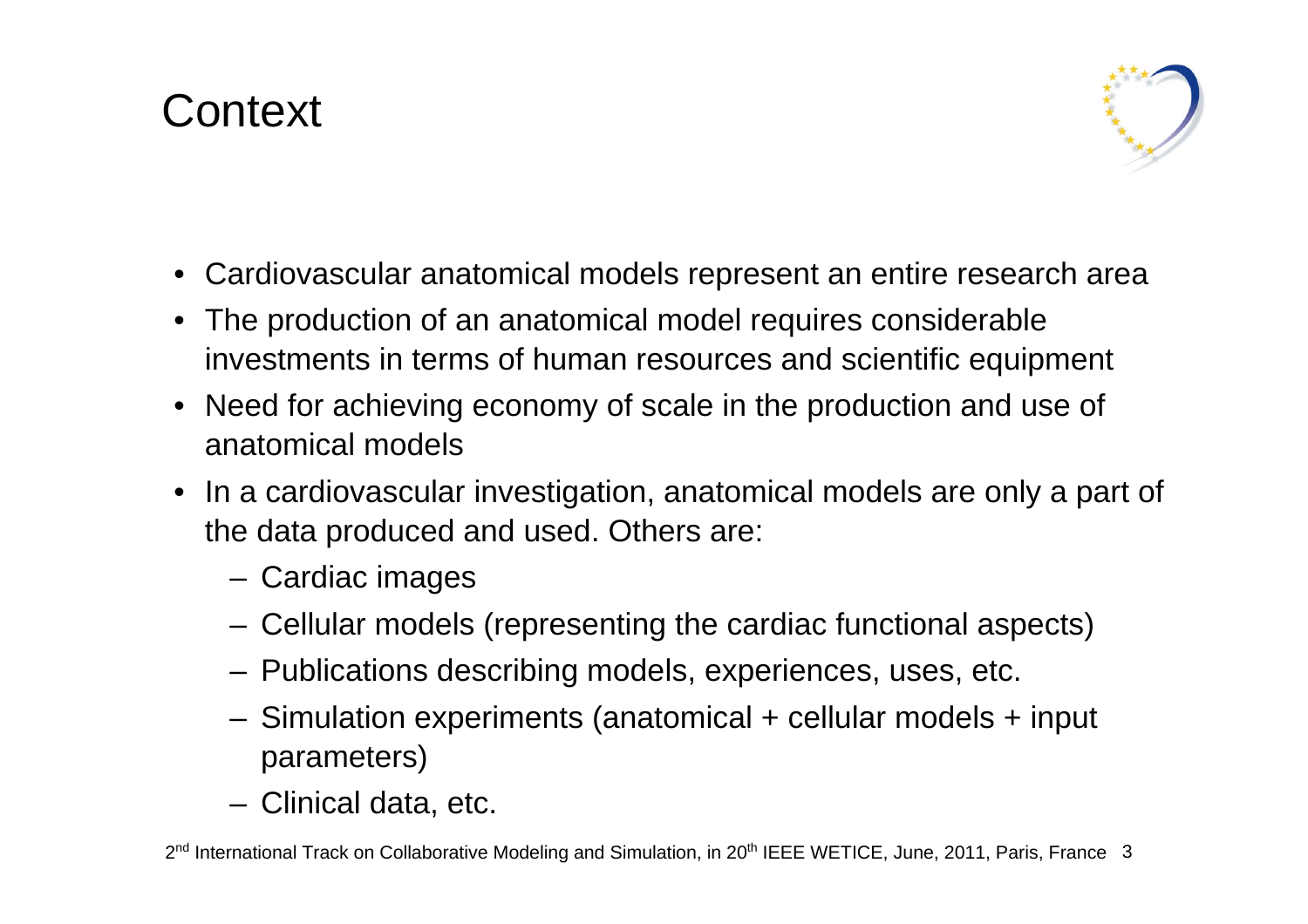# Context

- Cardiovascular anatomical models represent an entire research area
- The production of an anatomical model requires considerable investments in terms of human resources and scientific equipment
- Need for achieving economy of scale in the production and use of anatomical models
- In a cardiovascular investigation, anatomical models are only a part of the data produced and used. Others are:
  - Cardiac images
  - Cellular models (representing the cardiac functional aspects)
  - Publications describing models, experiences, uses, etc.
  - Simulation experiments (anatomical + cellular models + input parameters)
  - Clinical data, etc.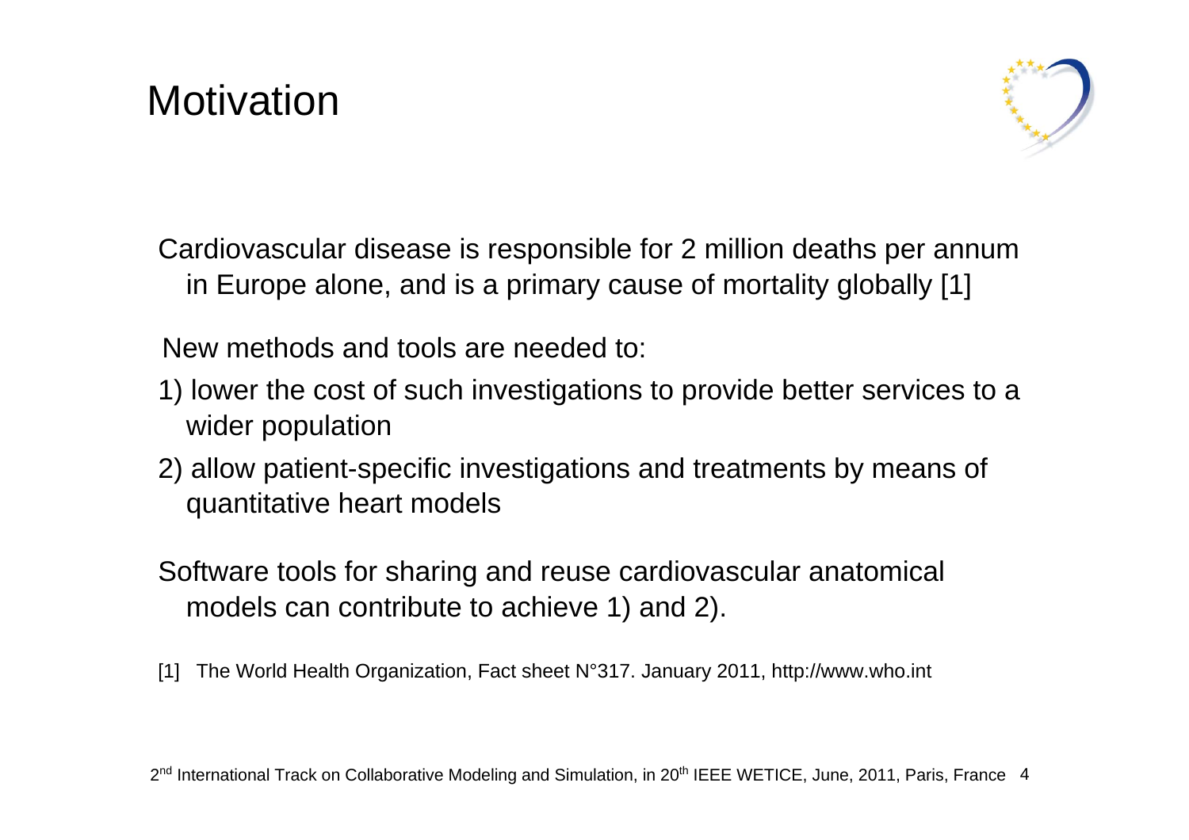# Motivation

Cardiovascular disease is responsible for 2 million deaths per annum in Europe alone, and is a primary cause of mortality globally [1]

New methods and tools are needed to:

1) lower the cost of such investigations to provide better services to a wider population

2) allow patient-specific investigations and treatments by means of quantitative heart models

Software tools for sharing and reuse cardiovascular anatomical models can contribute to achieve 1) and 2).

[1] The World Health Organization, Fact sheet N°317. January 2011, http://www.who.int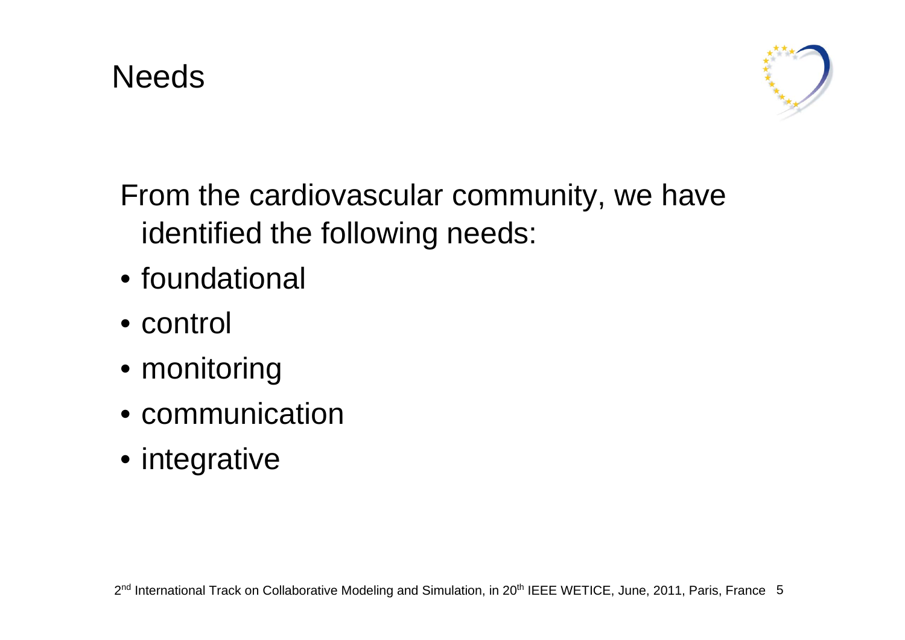# Needs

From the cardiovascular community, we have identified the following needs:

- foundational
- control
- monitoring
- communication
- integrative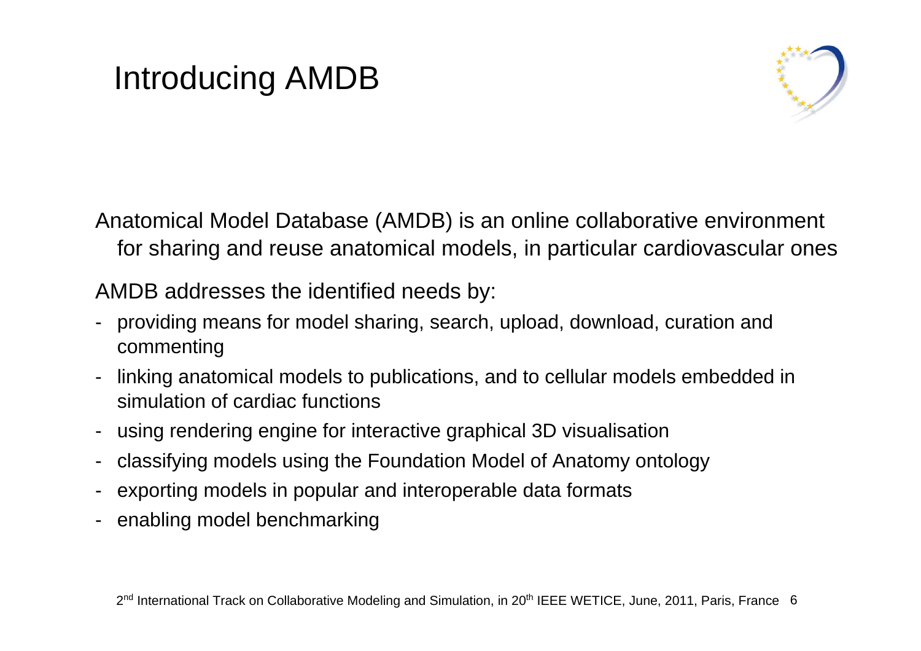# Introducing AMDB

Anatomical Model Database (AMDB) is an online collaborative environment for sharing and reuse anatomical models, in particular cardiovascular ones

AMDB addresses the identified needs by:

- providing means for model sharing, search, upload, download, curation and commenting
- linking anatomical models to publications, and to cellular models embedded in simulation of cardiac functions
- using rendering engine for interactive graphical 3D visualisation
- classifying models using the Foundation Model of Anatomy ontology
- exporting models in popular and interoperable data formats
- enabling model benchmarking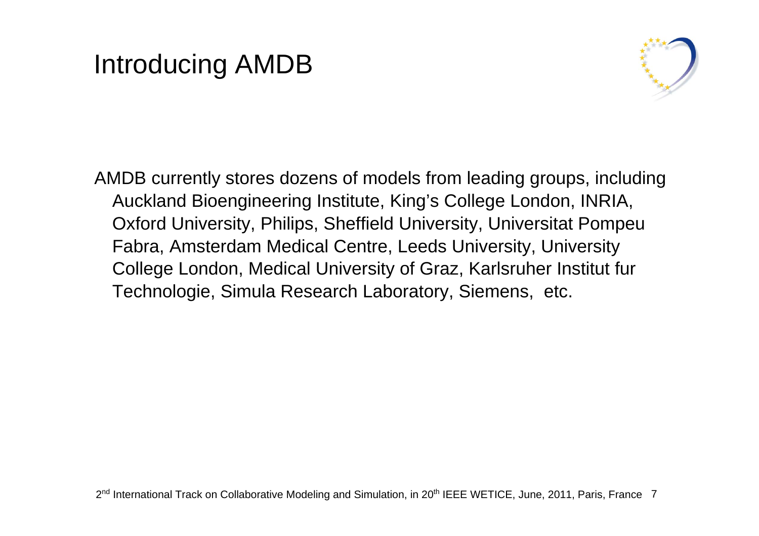# Introducing AMDB

AMDB currently stores dozens of models from leading groups, including Auckland Bioengineering Institute, King's College London, INRIA, Oxford University, Philips, Sheffield University, Universitat Pompeu Fabra, Amsterdam Medical Centre, Leeds University, University College London, Medical University of Graz, Karlsruher Institut fur Technologie, Simula Research Laboratory, Siemens, etc.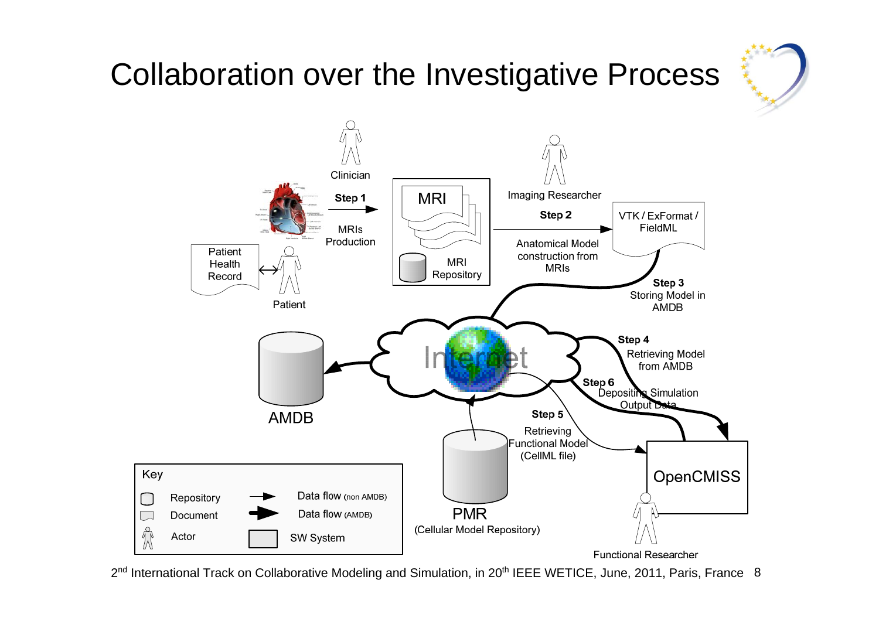# Collaboration over the Investigative Process

Clinician

**Step 1**

MRIs Production

MRI

MRI Repository

Imaging Researcher

**Step 2**

Anatomical Model construction from MRIs

VTK / ExFormat / FieldML

**Step 3**
Storing Model in AMDB

Patient Health Record

Patient

Internet

AMDB

**Step 4**
Retrieving Model from AMDB

**Step 6**
Depositing Simulation Output Data

**Step 5**
Retrieving Functional Model (CellML file)

OpenCMISS

Functional Researcher

PMR
(Cellular Model Repository)

Key

- Repository
- Document
- Actor
- Data flow (non AMDB)
- Data flow (AMDB)
- SW System

2nd International Track on Collaborative Modeling and Simulation, in 20th IEEE WETICE, June, 2011, Paris, France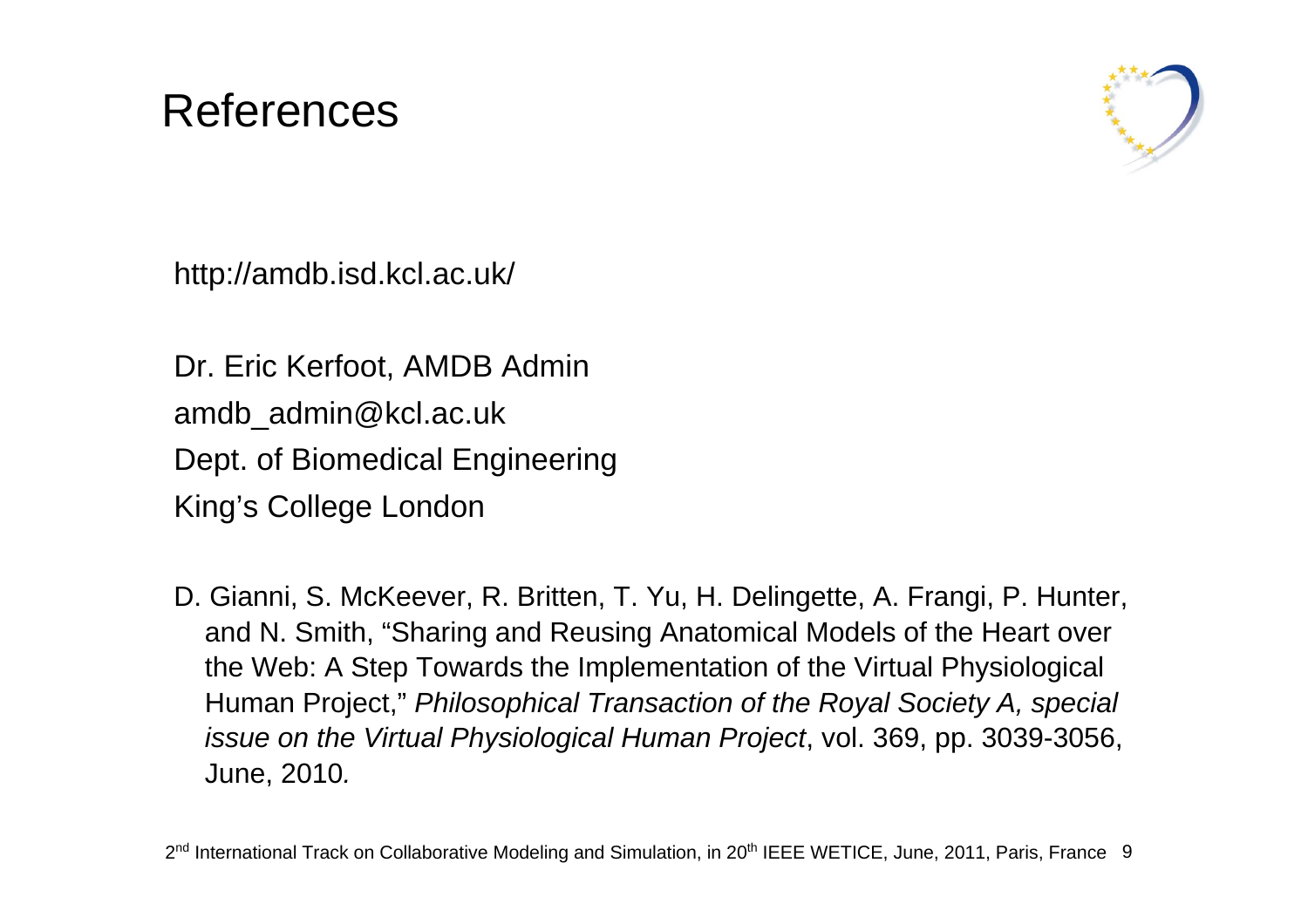# References

http://amdb.isd.kcl.ac.uk/

Dr. Eric Kerfoot, AMDB Admin
amdb_admin@kcl.ac.uk
Dept. of Biomedical Engineering
King's College London

D. Gianni, S. McKeever, R. Britten, T. Yu, H. Delingette, A. Frangi, P. Hunter, and N. Smith, "Sharing and Reusing Anatomical Models of the Heart over the Web: A Step Towards the Implementation of the Virtual Physiological Human Project," *Philosophical Transaction of the Royal Society A, special issue on the Virtual Physiological Human Project*, vol. 369, pp. 3039-3056, June, 2010*.*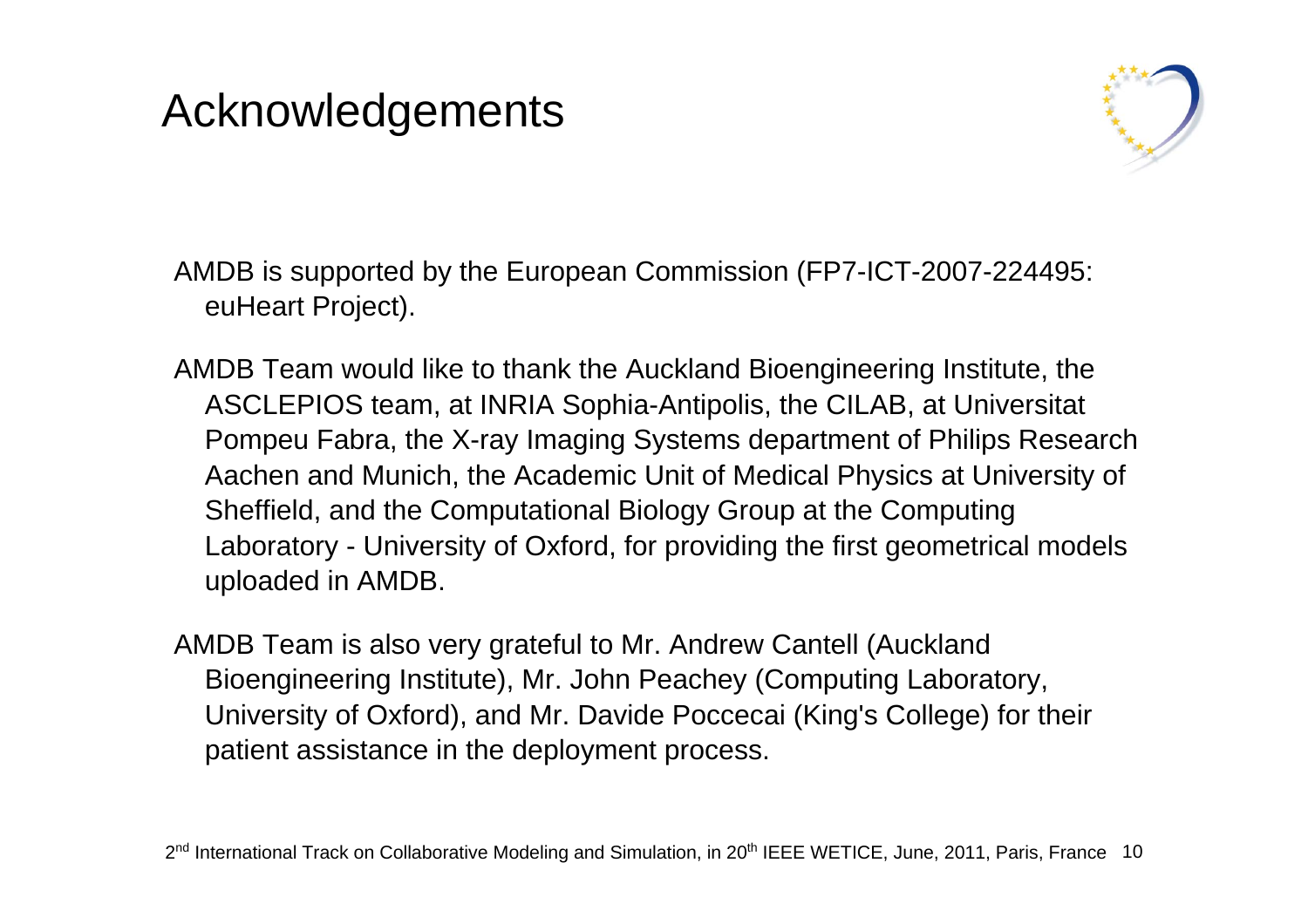# Acknowledgements

AMDB is supported by the European Commission (FP7-ICT-2007-224495: euHeart Project).

AMDB Team would like to thank the Auckland Bioengineering Institute, the ASCLEPIOS team, at INRIA Sophia-Antipolis, the CILAB, at Universitat Pompeu Fabra, the X-ray Imaging Systems department of Philips Research Aachen and Munich, the Academic Unit of Medical Physics at University of Sheffield, and the Computational Biology Group at the Computing Laboratory - University of Oxford, for providing the first geometrical models uploaded in AMDB.

AMDB Team is also very grateful to Mr. Andrew Cantell (Auckland Bioengineering Institute), Mr. John Peachey (Computing Laboratory, University of Oxford), and Mr. Davide Poccecai (King's College) for their patient assistance in the deployment process.